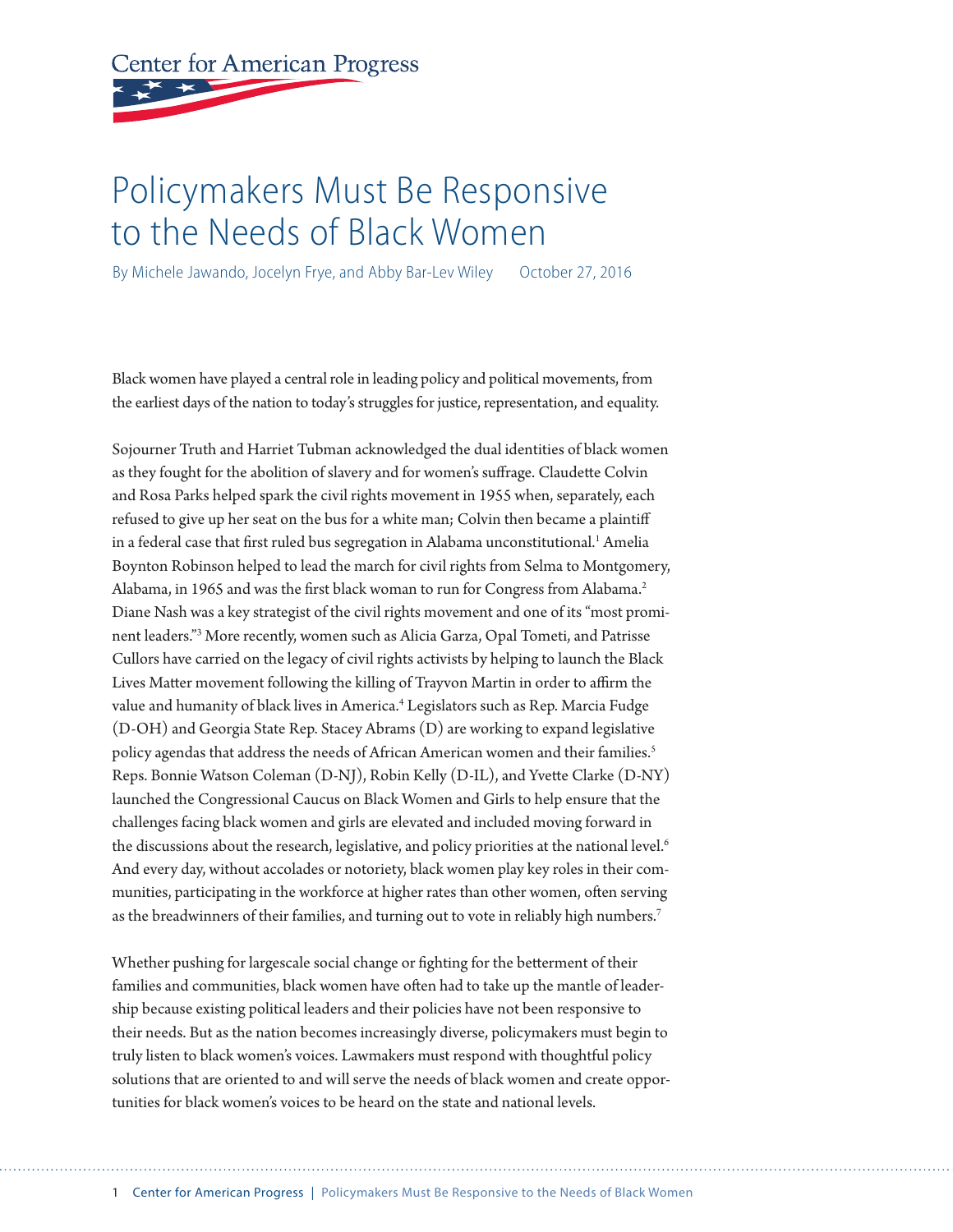Center for American Progress

# Policymakers Must Be Responsive to the Needs of Black Women

By Michele Jawando, Jocelyn Frye, and Abby Bar-Lev Wiley    October 27, 2016

Black women have played a central role in leading policy and political movements, from the earliest days of the nation to today's struggles for justice, representation, and equality.

Sojourner Truth and Harriet Tubman acknowledged the dual identities of black women as they fought for the abolition of slavery and for women's suffrage. Claudette Colvin and Rosa Parks helped spark the civil rights movement in 1955 when, separately, each refused to give up her seat on the bus for a white man; Colvin then became a plaintiff in a federal case that first ruled bus segregation in Alabama unconstitutional.[1] Amelia Boynton Robinson helped to lead the march for civil rights from Selma to Montgomery, Alabama, in 1965 and was the first black woman to run for Congress from Alabama.[2] Diane Nash was a key strategist of the civil rights movement and one of its "most prominent leaders."[3] More recently, women such as Alicia Garza, Opal Tometi, and Patrisse Cullors have carried on the legacy of civil rights activists by helping to launch the Black Lives Matter movement following the killing of Trayvon Martin in order to affirm the value and humanity of black lives in America.[4] Legislators such as Rep. Marcia Fudge (D-OH) and Georgia State Rep. Stacey Abrams (D) are working to expand legislative policy agendas that address the needs of African American women and their families.[5] Reps. Bonnie Watson Coleman (D-NJ), Robin Kelly (D-IL), and Yvette Clarke (D-NY) launched the Congressional Caucus on Black Women and Girls to help ensure that the challenges facing black women and girls are elevated and included moving forward in the discussions about the research, legislative, and policy priorities at the national level.[6] And every day, without accolades or notoriety, black women play key roles in their communities, participating in the workforce at higher rates than other women, often serving as the breadwinners of their families, and turning out to vote in reliably high numbers.[7]

Whether pushing for largescale social change or fighting for the betterment of their families and communities, black women have often had to take up the mantle of leadership because existing political leaders and their policies have not been responsive to their needs. But as the nation becomes increasingly diverse, policymakers must begin to truly listen to black women's voices. Lawmakers must respond with thoughtful policy solutions that are oriented to and will serve the needs of black women and create opportunities for black women's voices to be heard on the state and national levels.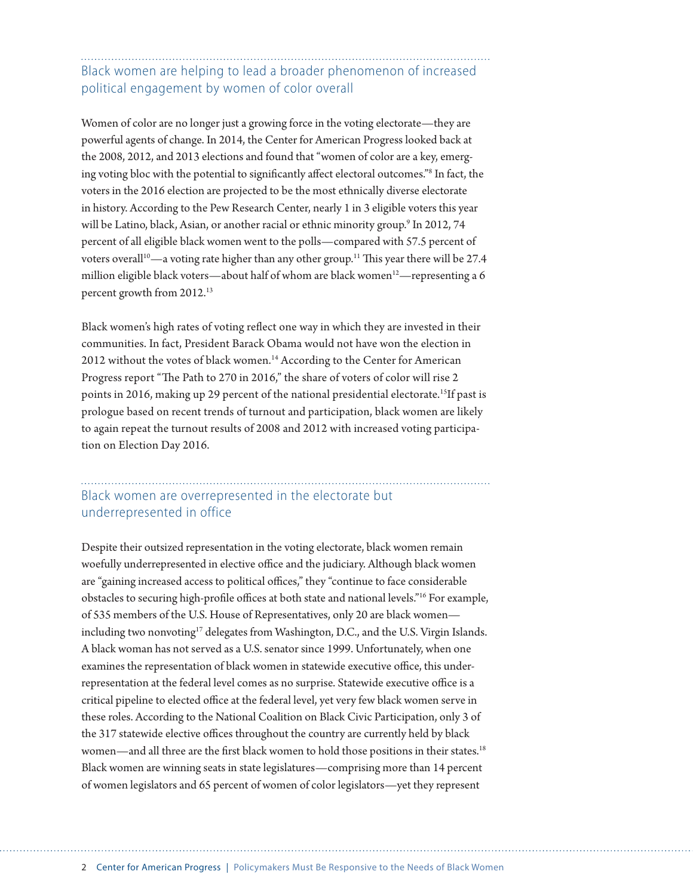## Black women are helping to lead a broader phenomenon of increased political engagement by women of color overall

Women of color are no longer just a growing force in the voting electorate—they are powerful agents of change. In 2014, the Center for American Progress looked back at the 2008, 2012, and 2013 elections and found that "women of color are a key, emerging voting bloc with the potential to significantly affect electoral outcomes."[8] In fact, the voters in the 2016 election are projected to be the most ethnically diverse electorate in history. According to the Pew Research Center, nearly 1 in 3 eligible voters this year will be Latino, black, Asian, or another racial or ethnic minority group.[9] In 2012, 74 percent of all eligible black women went to the polls—compared with 57.5 percent of voters overall[10]—a voting rate higher than any other group.[11] This year there will be 27.4 million eligible black voters—about half of whom are black women[12]—representing a 6 percent growth from 2012.[13]

Black women's high rates of voting reflect one way in which they are invested in their communities. In fact, President Barack Obama would not have won the election in 2012 without the votes of black women.[14] According to the Center for American Progress report "The Path to 270 in 2016," the share of voters of color will rise 2 points in 2016, making up 29 percent of the national presidential electorate.[15] If past is prologue based on recent trends of turnout and participation, black women are likely to again repeat the turnout results of 2008 and 2012 with increased voting participation on Election Day 2016.

## Black women are overrepresented in the electorate but underrepresented in office

Despite their outsized representation in the voting electorate, black women remain woefully underrepresented in elective office and the judiciary. Although black women are "gaining increased access to political offices," they "continue to face considerable obstacles to securing high-profile offices at both state and national levels."[16] For example, of 535 members of the U.S. House of Representatives, only 20 are black women—including two nonvoting[17] delegates from Washington, D.C., and the U.S. Virgin Islands. A black woman has not served as a U.S. senator since 1999. Unfortunately, when one examines the representation of black women in statewide executive office, this underrepresentation at the federal level comes as no surprise. Statewide executive office is a critical pipeline to elected office at the federal level, yet very few black women serve in these roles. According to the National Coalition on Black Civic Participation, only 3 of the 317 statewide elective offices throughout the country are currently held by black women—and all three are the first black women to hold those positions in their states.[18] Black women are winning seats in state legislatures—comprising more than 14 percent of women legislators and 65 percent of women of color legislators—yet they represent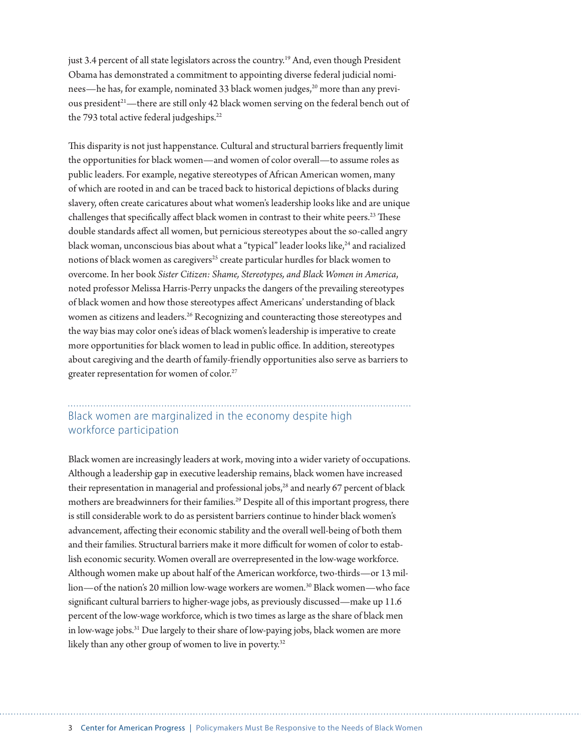just 3.4 percent of all state legislators across the country.[19] And, even though President Obama has demonstrated a commitment to appointing diverse federal judicial nominees—he has, for example, nominated 33 black women judges,[20] more than any previous president[21]—there are still only 42 black women serving on the federal bench out of the 793 total active federal judgeships.[22]

This disparity is not just happenstance. Cultural and structural barriers frequently limit the opportunities for black women—and women of color overall—to assume roles as public leaders. For example, negative stereotypes of African American women, many of which are rooted in and can be traced back to historical depictions of blacks during slavery, often create caricatures about what women's leadership looks like and are unique challenges that specifically affect black women in contrast to their white peers.[23] These double standards affect all women, but pernicious stereotypes about the so-called angry black woman, unconscious bias about what a "typical" leader looks like,[24] and racialized notions of black women as caregivers[25] create particular hurdles for black women to overcome. In her book *Sister Citizen: Shame, Stereotypes, and Black Women in America*, noted professor Melissa Harris-Perry unpacks the dangers of the prevailing stereotypes of black women and how those stereotypes affect Americans' understanding of black women as citizens and leaders.[26] Recognizing and counteracting those stereotypes and the way bias may color one's ideas of black women's leadership is imperative to create more opportunities for black women to lead in public office. In addition, stereotypes about caregiving and the dearth of family-friendly opportunities also serve as barriers to greater representation for women of color.[27]

## Black women are marginalized in the economy despite high workforce participation

Black women are increasingly leaders at work, moving into a wider variety of occupations. Although a leadership gap in executive leadership remains, black women have increased their representation in managerial and professional jobs,[28] and nearly 67 percent of black mothers are breadwinners for their families.[29] Despite all of this important progress, there is still considerable work to do as persistent barriers continue to hinder black women's advancement, affecting their economic stability and the overall well-being of both them and their families. Structural barriers make it more difficult for women of color to establish economic security. Women overall are overrepresented in the low-wage workforce. Although women make up about half of the American workforce, two-thirds—or 13 million—of the nation's 20 million low-wage workers are women.[30] Black women—who face significant cultural barriers to higher-wage jobs, as previously discussed—make up 11.6 percent of the low-wage workforce, which is two times as large as the share of black men in low-wage jobs.[31] Due largely to their share of low-paying jobs, black women are more likely than any other group of women to live in poverty.[32]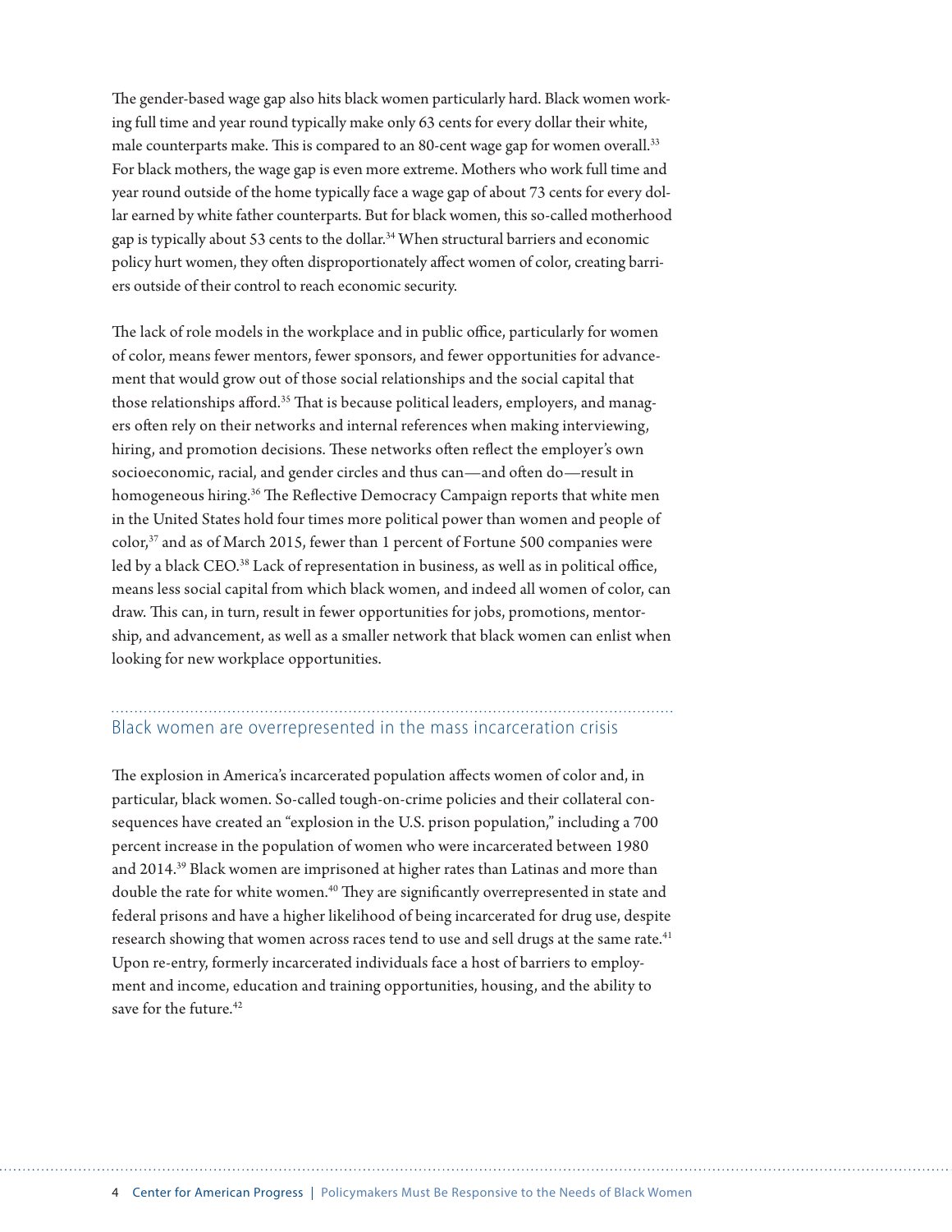The gender-based wage gap also hits black women particularly hard. Black women working full time and year round typically make only 63 cents for every dollar their white, male counterparts make. This is compared to an 80-cent wage gap for women overall.[33] For black mothers, the wage gap is even more extreme. Mothers who work full time and year round outside of the home typically face a wage gap of about 73 cents for every dollar earned by white father counterparts. But for black women, this so-called motherhood gap is typically about 53 cents to the dollar.[34] When structural barriers and economic policy hurt women, they often disproportionately affect women of color, creating barriers outside of their control to reach economic security.

The lack of role models in the workplace and in public office, particularly for women of color, means fewer mentors, fewer sponsors, and fewer opportunities for advancement that would grow out of those social relationships and the social capital that those relationships afford.[35] That is because political leaders, employers, and managers often rely on their networks and internal references when making interviewing, hiring, and promotion decisions. These networks often reflect the employer's own socioeconomic, racial, and gender circles and thus can—and often do—result in homogeneous hiring.[36] The Reflective Democracy Campaign reports that white men in the United States hold four times more political power than women and people of color,[37] and as of March 2015, fewer than 1 percent of Fortune 500 companies were led by a black CEO.[38] Lack of representation in business, as well as in political office, means less social capital from which black women, and indeed all women of color, can draw. This can, in turn, result in fewer opportunities for jobs, promotions, mentorship, and advancement, as well as a smaller network that black women can enlist when looking for new workplace opportunities.

## Black women are overrepresented in the mass incarceration crisis

The explosion in America's incarcerated population affects women of color and, in particular, black women. So-called tough-on-crime policies and their collateral consequences have created an "explosion in the U.S. prison population," including a 700 percent increase in the population of women who were incarcerated between 1980 and 2014.[39] Black women are imprisoned at higher rates than Latinas and more than double the rate for white women.[40] They are significantly overrepresented in state and federal prisons and have a higher likelihood of being incarcerated for drug use, despite research showing that women across races tend to use and sell drugs at the same rate.[41] Upon re-entry, formerly incarcerated individuals face a host of barriers to employment and income, education and training opportunities, housing, and the ability to save for the future.[42]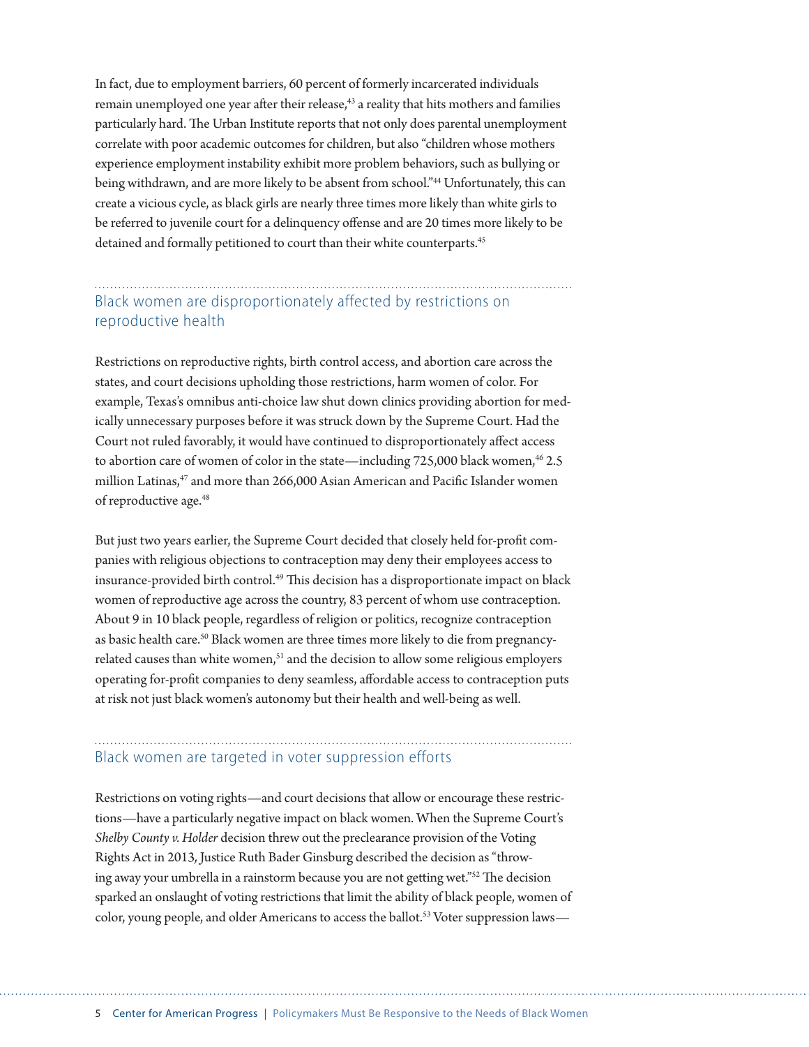In fact, due to employment barriers, 60 percent of formerly incarcerated individuals remain unemployed one year after their release,[43] a reality that hits mothers and families particularly hard. The Urban Institute reports that not only does parental unemployment correlate with poor academic outcomes for children, but also "children whose mothers experience employment instability exhibit more problem behaviors, such as bullying or being withdrawn, and are more likely to be absent from school."[44] Unfortunately, this can create a vicious cycle, as black girls are nearly three times more likely than white girls to be referred to juvenile court for a delinquency offense and are 20 times more likely to be detained and formally petitioned to court than their white counterparts.[45]

## Black women are disproportionately affected by restrictions on reproductive health

Restrictions on reproductive rights, birth control access, and abortion care across the states, and court decisions upholding those restrictions, harm women of color. For example, Texas's omnibus anti-choice law shut down clinics providing abortion for medically unnecessary purposes before it was struck down by the Supreme Court. Had the Court not ruled favorably, it would have continued to disproportionately affect access to abortion care of women of color in the state—including 725,000 black women,[46] 2.5 million Latinas,[47] and more than 266,000 Asian American and Pacific Islander women of reproductive age.[48]

But just two years earlier, the Supreme Court decided that closely held for-profit companies with religious objections to contraception may deny their employees access to insurance-provided birth control.[49] This decision has a disproportionate impact on black women of reproductive age across the country, 83 percent of whom use contraception. About 9 in 10 black people, regardless of religion or politics, recognize contraception as basic health care.[50] Black women are three times more likely to die from pregnancy-related causes than white women,[51] and the decision to allow some religious employers operating for-profit companies to deny seamless, affordable access to contraception puts at risk not just black women's autonomy but their health and well-being as well.

## Black women are targeted in voter suppression efforts

Restrictions on voting rights—and court decisions that allow or encourage these restrictions—have a particularly negative impact on black women. When the Supreme Court's *Shelby County v. Holder* decision threw out the preclearance provision of the Voting Rights Act in 2013, Justice Ruth Bader Ginsburg described the decision as "throwing away your umbrella in a rainstorm because you are not getting wet."[52] The decision sparked an onslaught of voting restrictions that limit the ability of black people, women of color, young people, and older Americans to access the ballot.[53] Voter suppression laws—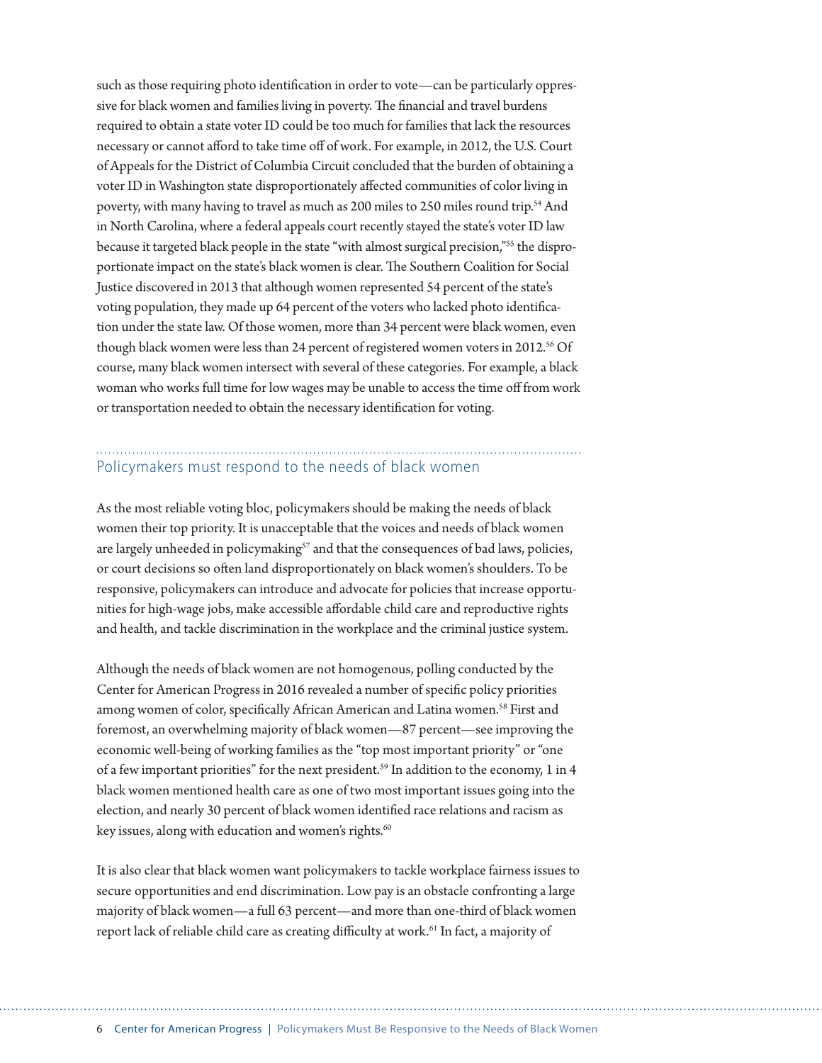such as those requiring photo identification in order to vote—can be particularly oppressive for black women and families living in poverty. The financial and travel burdens required to obtain a state voter ID could be too much for families that lack the resources necessary or cannot afford to take time off of work. For example, in 2012, the U.S. Court of Appeals for the District of Columbia Circuit concluded that the burden of obtaining a voter ID in Washington state disproportionately affected communities of color living in poverty, with many having to travel as much as 200 miles to 250 miles round trip.[54] And in North Carolina, where a federal appeals court recently stayed the state's voter ID law because it targeted black people in the state "with almost surgical precision,"[55] the disproportionate impact on the state's black women is clear. The Southern Coalition for Social Justice discovered in 2013 that although women represented 54 percent of the state's voting population, they made up 64 percent of the voters who lacked photo identification under the state law. Of those women, more than 34 percent were black women, even though black women were less than 24 percent of registered women voters in 2012.[56] Of course, many black women intersect with several of these categories. For example, a black woman who works full time for low wages may be unable to access the time off from work or transportation needed to obtain the necessary identification for voting.

## Policymakers must respond to the needs of black women

As the most reliable voting bloc, policymakers should be making the needs of black women their top priority. It is unacceptable that the voices and needs of black women are largely unheeded in policymaking[57] and that the consequences of bad laws, policies, or court decisions so often land disproportionately on black women's shoulders. To be responsive, policymakers can introduce and advocate for policies that increase opportunities for high-wage jobs, make accessible affordable child care and reproductive rights and health, and tackle discrimination in the workplace and the criminal justice system.

Although the needs of black women are not homogenous, polling conducted by the Center for American Progress in 2016 revealed a number of specific policy priorities among women of color, specifically African American and Latina women.[58] First and foremost, an overwhelming majority of black women—87 percent—see improving the economic well-being of working families as the "top most important priority" or "one of a few important priorities" for the next president.[59] In addition to the economy, 1 in 4 black women mentioned health care as one of two most important issues going into the election, and nearly 30 percent of black women identified race relations and racism as key issues, along with education and women's rights.[60]

It is also clear that black women want policymakers to tackle workplace fairness issues to secure opportunities and end discrimination. Low pay is an obstacle confronting a large majority of black women—a full 63 percent—and more than one-third of black women report lack of reliable child care as creating difficulty at work.[61] In fact, a majority of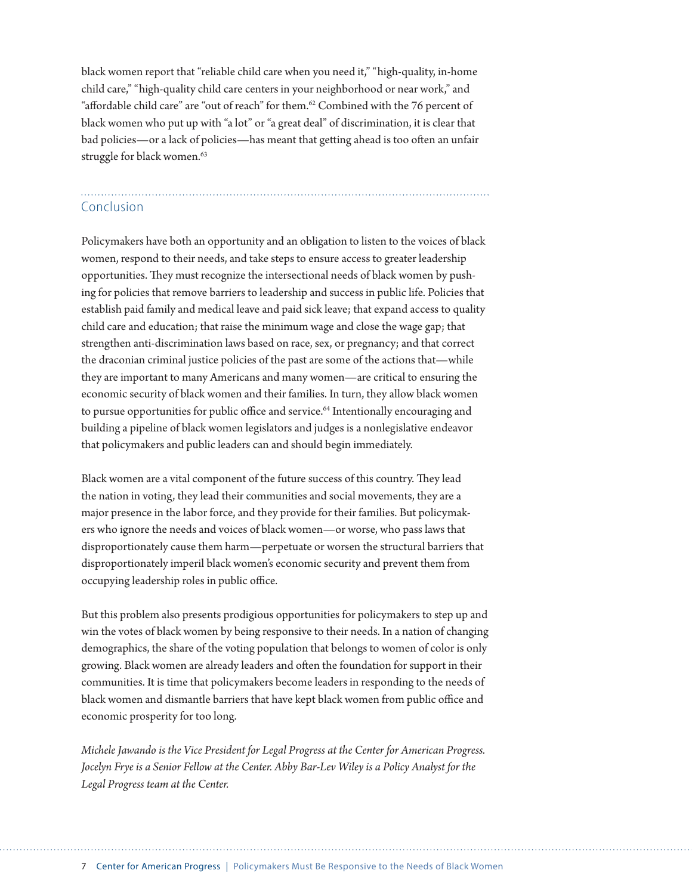black women report that "reliable child care when you need it," "high-quality, in-home child care," "high-quality child care centers in your neighborhood or near work," and "affordable child care" are "out of reach" for them.[62] Combined with the 76 percent of black women who put up with "a lot" or "a great deal" of discrimination, it is clear that bad policies—or a lack of policies—has meant that getting ahead is too often an unfair struggle for black women.[63]

## Conclusion

Policymakers have both an opportunity and an obligation to listen to the voices of black women, respond to their needs, and take steps to ensure access to greater leadership opportunities. They must recognize the intersectional needs of black women by pushing for policies that remove barriers to leadership and success in public life. Policies that establish paid family and medical leave and paid sick leave; that expand access to quality child care and education; that raise the minimum wage and close the wage gap; that strengthen anti-discrimination laws based on race, sex, or pregnancy; and that correct the draconian criminal justice policies of the past are some of the actions that—while they are important to many Americans and many women—are critical to ensuring the economic security of black women and their families. In turn, they allow black women to pursue opportunities for public office and service.[64] Intentionally encouraging and building a pipeline of black women legislators and judges is a nonlegislative endeavor that policymakers and public leaders can and should begin immediately.

Black women are a vital component of the future success of this country. They lead the nation in voting, they lead their communities and social movements, they are a major presence in the labor force, and they provide for their families. But policymakers who ignore the needs and voices of black women—or worse, who pass laws that disproportionately cause them harm—perpetuate or worsen the structural barriers that disproportionately imperil black women's economic security and prevent them from occupying leadership roles in public office.

But this problem also presents prodigious opportunities for policymakers to step up and win the votes of black women by being responsive to their needs. In a nation of changing demographics, the share of the voting population that belongs to women of color is only growing. Black women are already leaders and often the foundation for support in their communities. It is time that policymakers become leaders in responding to the needs of black women and dismantle barriers that have kept black women from public office and economic prosperity for too long.

*Michele Jawando is the Vice President for Legal Progress at the Center for American Progress. Jocelyn Frye is a Senior Fellow at the Center. Abby Bar-Lev Wiley is a Policy Analyst for the Legal Progress team at the Center.*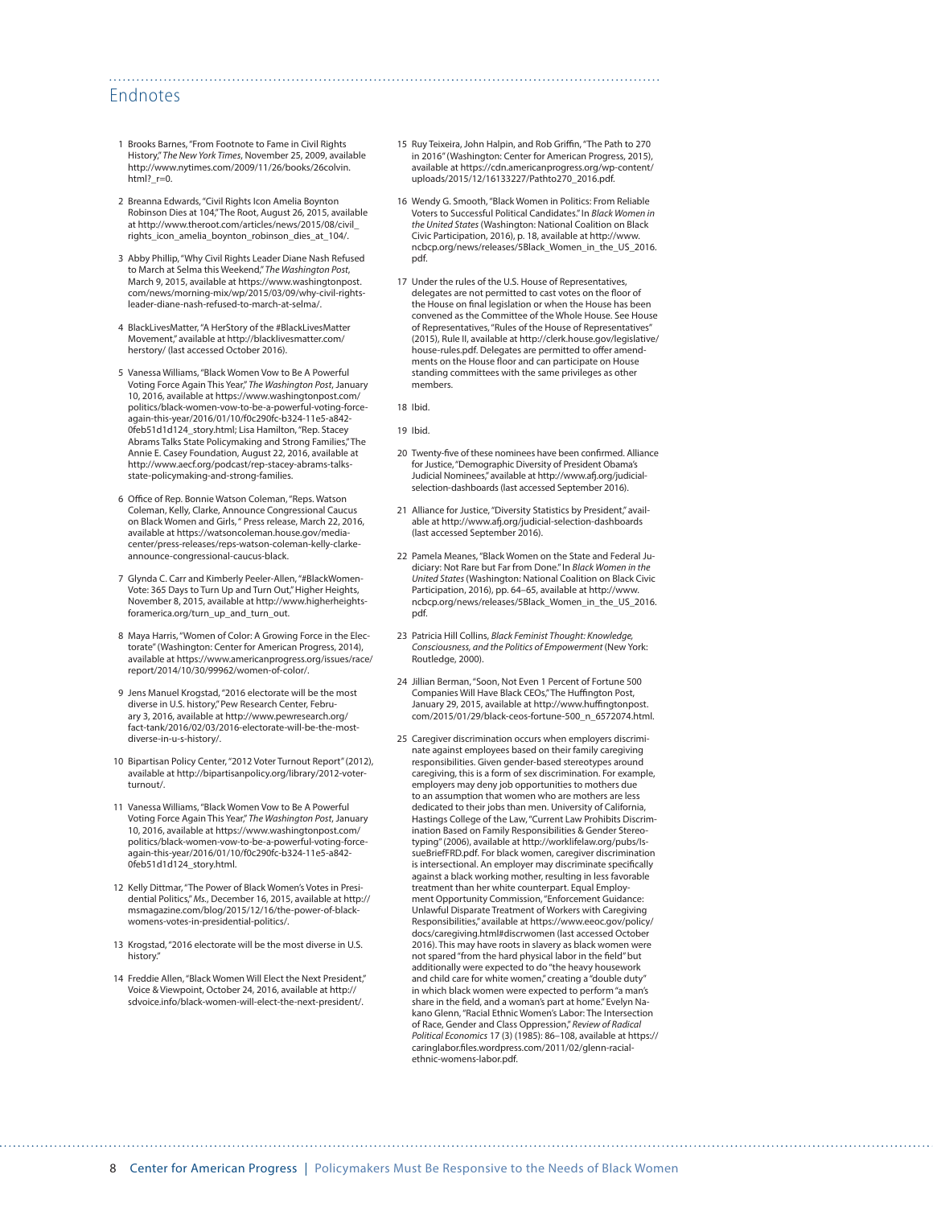## Endnotes

1. Brooks Barnes, "From Footnote to Fame in Civil Rights History," *The New York Times*, November 25, 2009, available http://www.nytimes.com/2009/11/26/books/26colvin.html?_r=0.

2. Breanna Edwards, "Civil Rights Icon Amelia Boynton Robinson Dies at 104," The Root, August 26, 2015, available at http://www.theroot.com/articles/news/2015/08/civil_rights_icon_amelia_boynton_robinson_dies_at_104/.

3. Abby Phillip, "Why Civil Rights Leader Diane Nash Refused to March at Selma this Weekend," *The Washington Post*, March 9, 2015, available at https://www.washingtonpost.com/news/morning-mix/wp/2015/03/09/why-civil-rights-leader-diane-nash-refused-to-march-at-selma/.

4. BlackLivesMatter, "A HerStory of the #BlackLivesMatter Movement," available at http://blacklivesmatter.com/herstory/ (last accessed October 2016).

5. Vanessa Williams, "Black Women Vow to Be A Powerful Voting Force Again This Year," *The Washington Post*, January 10, 2016, available at https://www.washingtonpost.com/politics/black-women-vow-to-be-a-powerful-voting-force-again-this-year/2016/01/10/f0c290fc-b324-11e5-a842-0feb51d1d124_story.html; Lisa Hamilton, "Rep. Stacey Abrams Talks State Policymaking and Strong Families," The Annie E. Casey Foundation, August 22, 2016, available at http://www.aecf.org/podcast/rep-stacey-abrams-talks-state-policymaking-and-strong-families.

6. Office of Rep. Bonnie Watson Coleman, "Reps. Watson Coleman, Kelly, Clarke, Announce Congressional Caucus on Black Women and Girls, " Press release, March 22, 2016, available at https://watsoncoleman.house.gov/media-center/press-releases/reps-watson-coleman-kelly-clarke-announce-congressional-caucus-black.

7. Glynda C. Carr and Kimberly Peeler-Allen, "#BlackWomenVote: 365 Days to Turn Up and Turn Out," Higher Heights, November 8, 2015, available at http://www.higherheightsforamerica.org/turn_up_and_turn_out.

8. Maya Harris, "Women of Color: A Growing Force in the Electorate" (Washington: Center for American Progress, 2014), available at https://www.americanprogress.org/issues/race/report/2014/10/30/99962/women-of-color/.

9. Jens Manuel Krogstad, "2016 electorate will be the most diverse in U.S. history," Pew Research Center, February 3, 2016, available at http://www.pewresearch.org/fact-tank/2016/02/03/2016-electorate-will-be-the-most-diverse-in-u-s-history/.

10. Bipartisan Policy Center, "2012 Voter Turnout Report" (2012), available at http://bipartisanpolicy.org/library/2012-voter-turnout/.

11. Vanessa Williams, "Black Women Vow to Be A Powerful Voting Force Again This Year," *The Washington Post*, January 10, 2016, available at https://www.washingtonpost.com/politics/black-women-vow-to-be-a-powerful-voting-force-again-this-year/2016/01/10/f0c290fc-b324-11e5-a842-0feb51d1d124_story.html.

12. Kelly Dittmar, "The Power of Black Women's Votes in Presidential Politics," *Ms*., December 16, 2015, available at http://msmagazine.com/blog/2015/12/16/the-power-of-black-womens-votes-in-presidential-politics/.

13. Krogstad, "2016 electorate will be the most diverse in U.S. history."

14. Freddie Allen, "Black Women Will Elect the Next President," Voice & Viewpoint, October 24, 2016, available at http://sdvoice.info/black-women-will-elect-the-next-president/.

15. Ruy Teixeira, John Halpin, and Rob Griffin, "The Path to 270 in 2016" (Washington: Center for American Progress, 2015), available at https://cdn.americanprogress.org/wp-content/uploads/2015/12/16133227/Pathto270_2016.pdf.

16. Wendy G. Smooth, "Black Women in Politics: From Reliable Voters to Successful Political Candidates." In *Black Women in the United States* (Washington: National Coalition on Black Civic Participation, 2016), p. 18, available at http://www.ncbcp.org/news/releases/5Black_Women_in_the_US_2016.pdf.

17. Under the rules of the U.S. House of Representatives, delegates are not permitted to cast votes on the floor of the House on final legislation or when the House has been convened as the Committee of the Whole House. See House of Representatives, "Rules of the House of Representatives" (2015), Rule II, available at http://clerk.house.gov/legislative/house-rules.pdf. Delegates are permitted to offer amendments on the House floor and can participate on House standing committees with the same privileges as other members.

18. Ibid.

19. Ibid.

20. Twenty-five of these nominees have been confirmed. Alliance for Justice, "Demographic Diversity of President Obama's Judicial Nominees," available at http://www.afj.org/judicial-selection-dashboards (last accessed September 2016).

21. Alliance for Justice, "Diversity Statistics by President," available at http://www.afj.org/judicial-selection-dashboards (last accessed September 2016).

22. Pamela Meanes, "Black Women on the State and Federal Judiciary: Not Rare but Far from Done." In *Black Women in the United States* (Washington: National Coalition on Black Civic Participation, 2016), pp. 64–65, available at http://www.ncbcp.org/news/releases/5Black_Women_in_the_US_2016.pdf.

23. Patricia Hill Collins, *Black Feminist Thought: Knowledge, Consciousness, and the Politics of Empowerment* (New York: Routledge, 2000).

24. Jillian Berman, "Soon, Not Even 1 Percent of Fortune 500 Companies Will Have Black CEOs," The Huffington Post, January 29, 2015, available at http://www.huffingtonpost.com/2015/01/29/black-ceos-fortune-500_n_6572074.html.

25. Caregiver discrimination occurs when employers discriminate against employees based on their family caregiving responsibilities. Given gender-based stereotypes around caregiving, this is a form of sex discrimination. For example, employers may deny job opportunities to mothers due to an assumption that women who are mothers are less dedicated to their jobs than men. University of California, Hastings College of the Law, "Current Law Prohibits Discrimination Based on Family Responsibilities & Gender Stereotyping" (2006), available at http://worklifelaw.org/pubs/IssueBriefFRD.pdf. For black women, caregiver discrimination is intersectional. An employer may discriminate specifically against a black working mother, resulting in less favorable treatment than her white counterpart. Equal Employment Opportunity Commission, "Enforcement Guidance: Unlawful Disparate Treatment of Workers with Caregiving Responsibilities," available at https://www.eeoc.gov/policy/docs/caregiving.html#discrwomen (last accessed October 2016). This may have roots in slavery as black women were not spared "from the hard physical labor in the field" but additionally were expected to do "the heavy housework and child care for white women," creating a "double duty" in which black women were expected to perform "a man's share in the field, and a woman's part at home." Evelyn Nakano Glenn, "Racial Ethnic Women's Labor: The Intersection of Race, Gender and Class Oppression," *Review of Radical Political Economics* 17 (3) (1985): 86–108, available at https://caringlabor.files.wordpress.com/2011/02/glenn-racial-ethnic-womens-labor.pdf.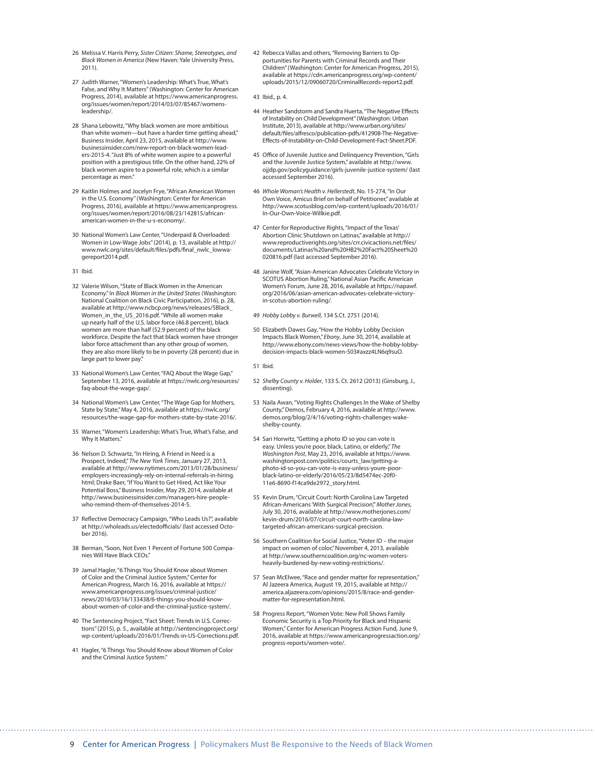26 Melissa V. Harris Perry, *Sister Citizen: Shame, Stereotypes, and Black Women in America* (New Haven: Yale University Press, 2011).

27 Judith Warner, "Women's Leadership: What's True, What's False, and Why It Matters" (Washington: Center for American Progress, 2014), available at https://www.americanprogress.org/issues/women/report/2014/03/07/85467/womens-leadership/.

28 Shana Lebowitz, "Why black women are more ambitious than white women—but have a harder time getting ahead," Business Insider, April 23, 2015, available at http://www.businessinsider.com/new-report-on-black-women-leaders-2015-4. "Just 8% of white women aspire to a powerful position with a prestigious title. On the other hand, 22% of black women aspire to a powerful role, which is a similar percentage as men."

29 Kaitlin Holmes and Jocelyn Frye, "African American Women in the U.S. Economy" (Washington: Center for American Progress, 2016), available at https://www.americanprogress.org/issues/women/report/2016/08/23/142815/african-american-women-in-the-u-s-economy/.

30 National Women's Law Center, "Underpaid & Overloaded: Women in Low-Wage Jobs" (2014), p. 13, available at http://www.nwlc.org/sites/default/files/pdfs/final_nwlc_lowwagereport2014.pdf.

31 Ibid.

32 Valerie Wilson, "State of Black Women in the American Economy." In *Black Women in the United States* (Washington: National Coalition on Black Civic Participation, 2016), p. 28, available at http://www.ncbcp.org/news/releases/5Black_Women_in_the_US_2016.pdf. "While all women make up nearly half of the U.S. labor force (46.8 percent), black women are more than half (52.9 percent) of the black workforce. Despite the fact that black women have stronger labor force attachment than any other group of women, they are also more likely to be in poverty (28 percent) due in large part to lower pay."

33 National Women's Law Center, "FAQ About the Wage Gap," September 13, 2016, available at https://nwlc.org/resources/faq-about-the-wage-gap/.

34 National Women's Law Center, "The Wage Gap for Mothers, State by State," May 4, 2016, available at https://nwlc.org/resources/the-wage-gap-for-mothers-state-by-state-2016/.

35 Warner, "Women's Leadership: What's True, What's False, and Why It Matters."

36 Nelson D. Schwartz, "In Hiring, A Friend in Need is a Prospect, Indeed," *The New York Times*, January 27, 2013, available at http://www.nytimes.com/2013/01/28/business/employers-increasingly-rely-on-internal-referrals-in-hiring.html; Drake Baer, "If You Want to Get Hired, Act like Your Potential Boss," Business Insider, May 29, 2014, available at http://www.businessinsider.com/managers-hire-people-who-remind-them-of-themselves-2014-5.

37 Reflective Democracy Campaign, "Who Leads Us?", available at http://wholeads.us/electedofficials/ (last accessed October 2016).

38 Berman, "Soon, Not Even 1 Percent of Fortune 500 Companies Will Have Black CEOs."

39 Jamal Hagler, "6 Things You Should Know about Women of Color and the Criminal Justice System," Center for American Progress, March 16, 2016, available at https://www.americanprogress.org/issues/criminal-justice/news/2016/03/16/133438/6-things-you-should-know-about-women-of-color-and-the-criminal-justice-system/.

40 The Sentencing Project, "Fact Sheet: Trends in U.S. Corrections" (2015), p. 5., available at http://sentencingproject.org/wp-content/uploads/2016/01/Trends-in-US-Corrections.pdf.

41 Hagler, "6 Things You Should Know about Women of Color and the Criminal Justice System."

42 Rebecca Vallas and others, "Removing Barriers to Opportunities for Parents with Criminal Records and Their Children" (Washington: Center for American Progress, 2015), available at https://cdn.americanprogress.org/wp-content/uploads/2015/12/09060720/CriminalRecords-report2.pdf.

43 Ibid., p. 4.

44 Heather Sandstorm and Sandra Huerta, "The Negative Effects of Instability on Child Development" (Washington: Urban Institute, 2013), available at http://www.urban.org/sites/default/files/alfresco/publication-pdfs/412908-The-Negative-Effects-of-Instability-on-Child-Development-Fact-Sheet.PDF.

45 Office of Juvenile Justice and Delinquency Prevention, "Girls and the Juvenile Justice System," available at http://www.ojjdp.gov/policyguidance/girls-juvenile-justice-system/ (last accessed September 2016).

46 *Whole Woman's Health v. Hellerstedt*, No. 15-274, "In Our Own Voice, Amicus Brief on behalf of Petitioner," available at http://www.scotusblog.com/wp-content/uploads/2016/01/In-Our-Own-Voice-Willkie.pdf.

47 Center for Reproductive Rights, "Impact of the Texas' Abortion Clinic Shutdown on Latinas," available at http://www.reproductiverights.org/sites/crr.civicactions.net/files/documents/Latinas%20and%20HB2%20Fact%20Sheet%20020816.pdf (last accessed September 2016).

48 Janine Wolf, "Asian-American Advocates Celebrate Victory in SCOTUS Abortion Ruling," National Asian Pacific American Women's Forum, June 28, 2016, available at https://napawf.org/2016/06/asian-american-advocates-celebrate-victory-in-scotus-abortion-ruling/.

49 *Hobby Lobby v. Burwell*, 134 S.Ct. 2751 (2014).

50 Elizabeth Dawes Gay, "How the Hobby Lobby Decision Impacts Black Women," *Ebony*, June 30, 2014, available at http://www.ebony.com/news-views/how-the-hobby-lobby-decision-impacts-black-women-503#axzz4LN6q9suO.

51 Ibid.

52 *Shelby County v. Holder*, 133 S. Ct. 2612 (2013) (Ginsburg, J., dissenting).

53 Naila Awan, "Voting Rights Challenges In the Wake of Shelby County," Demos, February 4, 2016, available at http://www.demos.org/blog/2/4/16/voting-rights-challenges-wake-shelby-county.

54 Sari Horwitz, "Getting a photo ID so you can vote is easy. Unless you're poor, black, Latino, or elderly," *The Washington Post*, May 23, 2016, available at https://www.washingtonpost.com/politics/courts_law/getting-a-photo-id-so-you-can-vote-is-easy-unless-youre-poor-black-latino-or-elderly/2016/05/23/8d5474ec-20f0-11e6-8690-f14ca9de2972_story.html.

55 Kevin Drum, "Circuit Court: North Carolina Law Targeted African-Americans 'With Surgical Precision'," *Mother Jones*, July 30, 2016, available at http://www.motherjones.com/kevin-drum/2016/07/circuit-court-north-carolina-law-targeted-african-americans-surgical-precision.

56 Southern Coalition for Social Justice, "Voter ID – the major impact on women of color," November 4, 2013, available at http://www.southerncoalition.org/nc-women-voters-heavily-burdened-by-new-voting-restrictions/.

57 Sean McElwee, "Race and gender matter for representation," Al Jazeera America, August 19, 2015, available at http://america.aljazeera.com/opinions/2015/8/race-and-gender-matter-for-representation.html.

58 Progress Report, "Women Vote: New Poll Shows Family Economic Security is a Top Priority for Black and Hispanic Women," Center for American Progress Action Fund, June 9, 2016, available at https://www.americanprogressaction.org/progress-reports/women-vote/.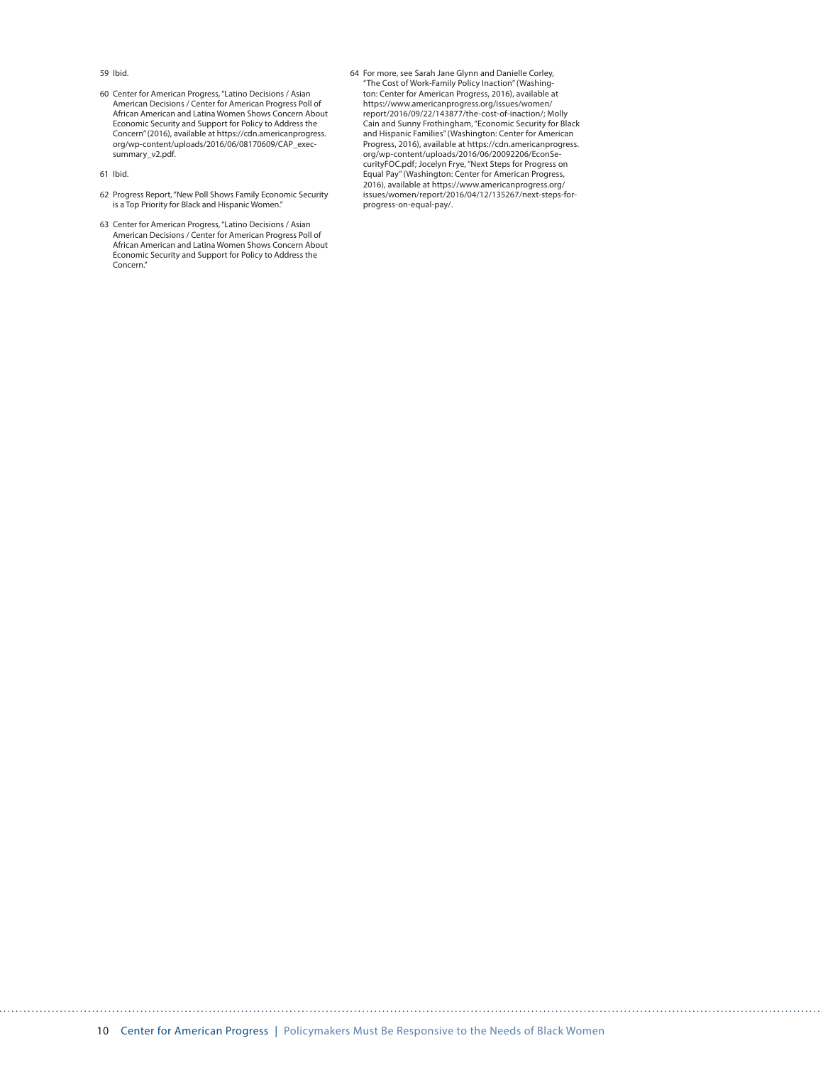59 Ibid.

60 Center for American Progress, "Latino Decisions / Asian American Decisions / Center for American Progress Poll of African American and Latina Women Shows Concern About Economic Security and Support for Policy to Address the Concern" (2016), available at https://cdn.americanprogress.org/wp-content/uploads/2016/06/08170609/CAP_exec-summary_v2.pdf.

61 Ibid.

62 Progress Report, "New Poll Shows Family Economic Security is a Top Priority for Black and Hispanic Women."

63 Center for American Progress, "Latino Decisions / Asian American Decisions / Center for American Progress Poll of African American and Latina Women Shows Concern About Economic Security and Support for Policy to Address the Concern."

64 For more, see Sarah Jane Glynn and Danielle Corley, "The Cost of Work-Family Policy Inaction" (Washington: Center for American Progress, 2016), available at https://www.americanprogress.org/issues/women/report/2016/09/22/143877/the-cost-of-inaction/; Molly Cain and Sunny Frothingham, "Economic Security for Black and Hispanic Families" (Washington: Center for American Progress, 2016), available at https://cdn.americanprogress.org/wp-content/uploads/2016/06/20092206/EconSecurityFOC.pdf; Jocelyn Frye, "Next Steps for Progress on Equal Pay" (Washington: Center for American Progress, 2016), available at https://www.americanprogress.org/issues/women/report/2016/04/12/135267/next-steps-for-progress-on-equal-pay/.